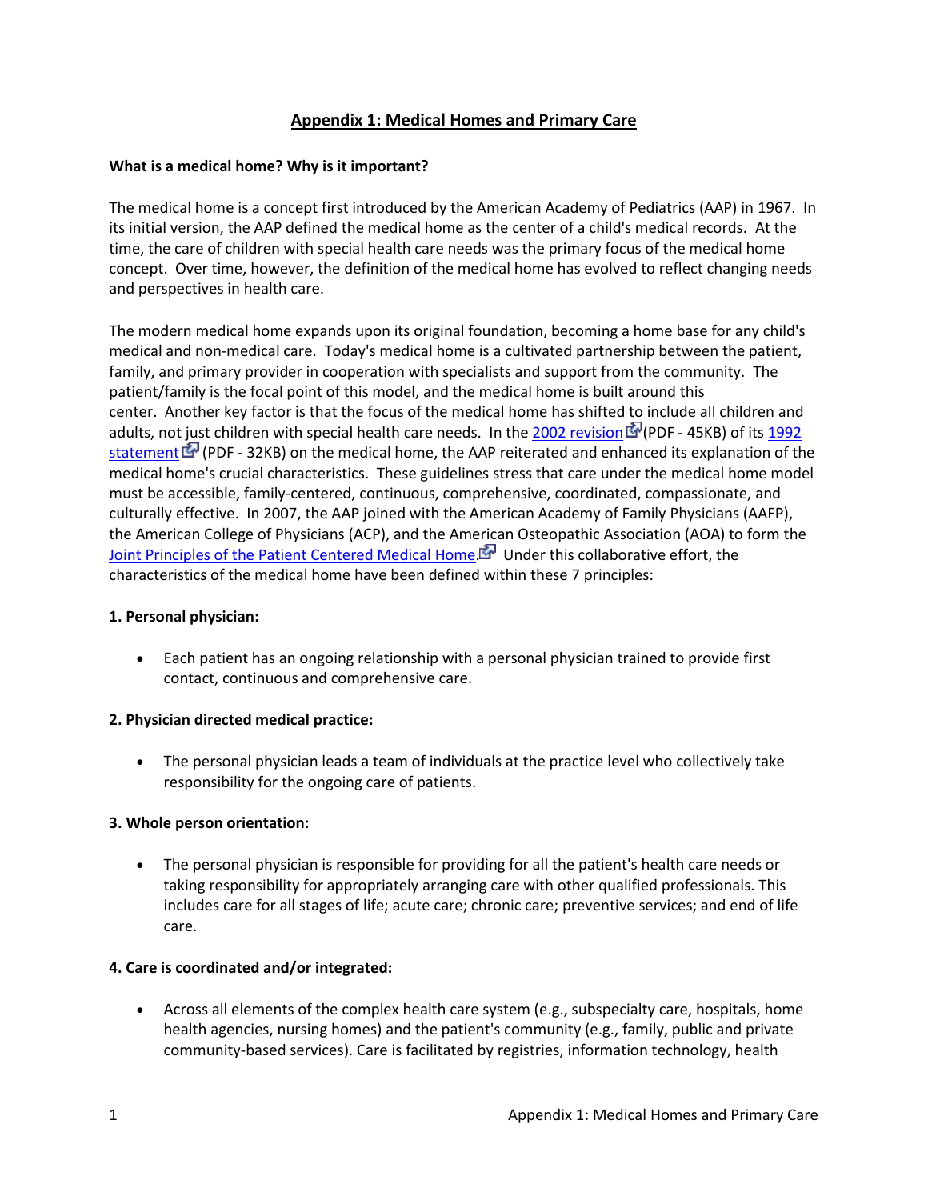# Appendix 1: Medical Homes and Primary Care

**What is a medical home? Why is it important?**

The medical home is a concept first introduced by the American Academy of Pediatrics (AAP) in 1967. In its initial version, the AAP defined the medical home as the center of a child's medical records. At the time, the care of children with special health care needs was the primary focus of the medical home concept. Over time, however, the definition of the medical home has evolved to reflect changing needs and perspectives in health care.

The modern medical home expands upon its original foundation, becoming a home base for any child's medical and non-medical care. Today's medical home is a cultivated partnership between the patient, family, and primary provider in cooperation with specialists and support from the community. The patient/family is the focal point of this model, and the medical home is built around this center. Another key factor is that the focus of the medical home has shifted to include all children and adults, not just children with special health care needs. In the 2002 revision (PDF - 45KB) of its 1992 statement (PDF - 32KB) on the medical home, the AAP reiterated and enhanced its explanation of the medical home's crucial characteristics. These guidelines stress that care under the medical home model must be accessible, family-centered, continuous, comprehensive, coordinated, compassionate, and culturally effective. In 2007, the AAP joined with the American Academy of Family Physicians (AAFP), the American College of Physicians (ACP), and the American Osteopathic Association (AOA) to form the Joint Principles of the Patient Centered Medical Home. Under this collaborative effort, the characteristics of the medical home have been defined within these 7 principles:

**1. Personal physician:**

- Each patient has an ongoing relationship with a personal physician trained to provide first contact, continuous and comprehensive care.

**2. Physician directed medical practice:**

- The personal physician leads a team of individuals at the practice level who collectively take responsibility for the ongoing care of patients.

**3. Whole person orientation:**

- The personal physician is responsible for providing for all the patient's health care needs or taking responsibility for appropriately arranging care with other qualified professionals. This includes care for all stages of life; acute care; chronic care; preventive services; and end of life care.

**4. Care is coordinated and/or integrated:**

- Across all elements of the complex health care system (e.g., subspecialty care, hospitals, home health agencies, nursing homes) and the patient's community (e.g., family, public and private community-based services). Care is facilitated by registries, information technology, health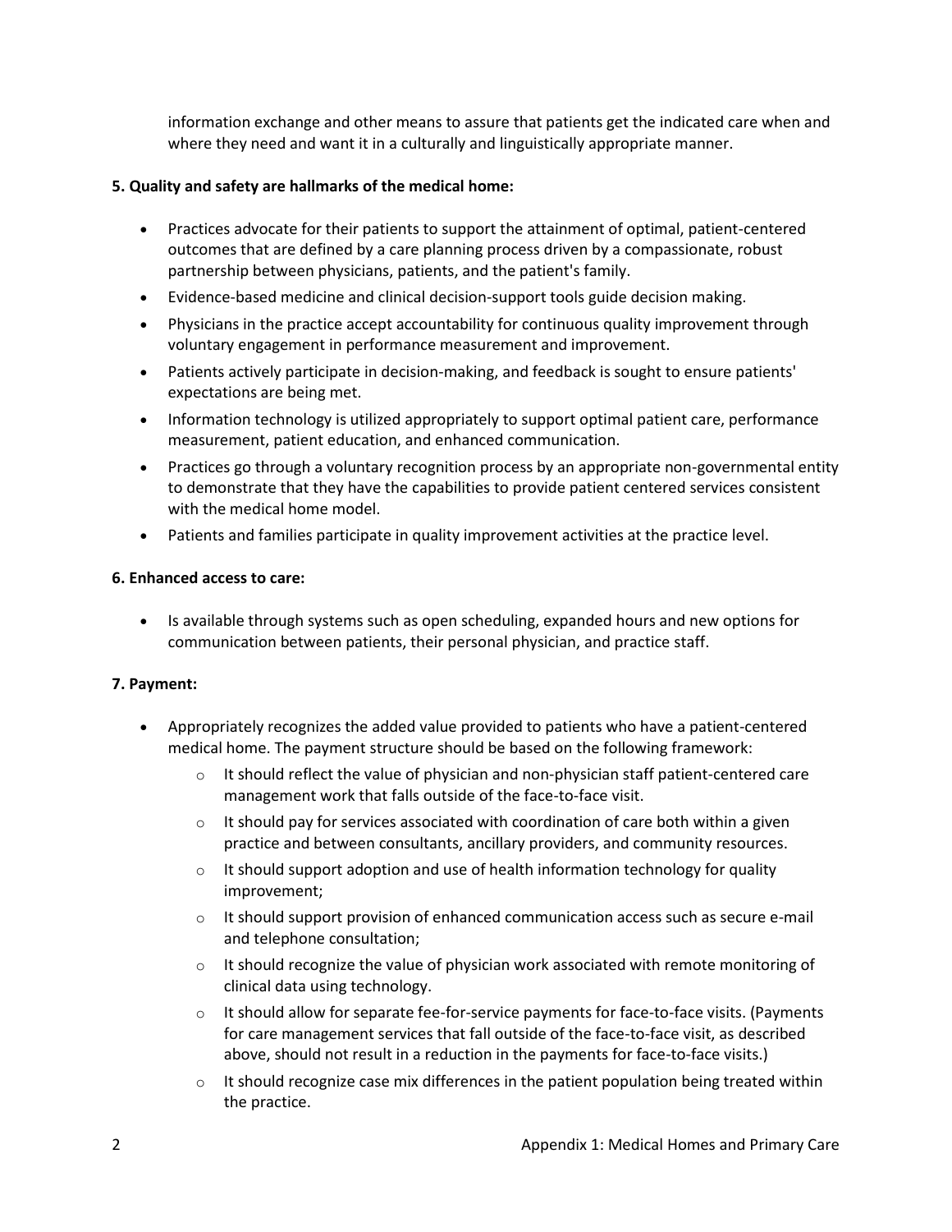information exchange and other means to assure that patients get the indicated care when and where they need and want it in a culturally and linguistically appropriate manner.

**5. Quality and safety are hallmarks of the medical home:**

- Practices advocate for their patients to support the attainment of optimal, patient-centered outcomes that are defined by a care planning process driven by a compassionate, robust partnership between physicians, patients, and the patient's family.
- Evidence-based medicine and clinical decision-support tools guide decision making.
- Physicians in the practice accept accountability for continuous quality improvement through voluntary engagement in performance measurement and improvement.
- Patients actively participate in decision-making, and feedback is sought to ensure patients' expectations are being met.
- Information technology is utilized appropriately to support optimal patient care, performance measurement, patient education, and enhanced communication.
- Practices go through a voluntary recognition process by an appropriate non-governmental entity to demonstrate that they have the capabilities to provide patient centered services consistent with the medical home model.
- Patients and families participate in quality improvement activities at the practice level.

**6. Enhanced access to care:**

- Is available through systems such as open scheduling, expanded hours and new options for communication between patients, their personal physician, and practice staff.

**7. Payment:**

- Appropriately recognizes the added value provided to patients who have a patient-centered medical home. The payment structure should be based on the following framework:
    - It should reflect the value of physician and non-physician staff patient-centered care management work that falls outside of the face-to-face visit.
    - It should pay for services associated with coordination of care both within a given practice and between consultants, ancillary providers, and community resources.
    - It should support adoption and use of health information technology for quality improvement;
    - It should support provision of enhanced communication access such as secure e-mail and telephone consultation;
    - It should recognize the value of physician work associated with remote monitoring of clinical data using technology.
    - It should allow for separate fee-for-service payments for face-to-face visits. (Payments for care management services that fall outside of the face-to-face visit, as described above, should not result in a reduction in the payments for face-to-face visits.)
    - It should recognize case mix differences in the patient population being treated within the practice.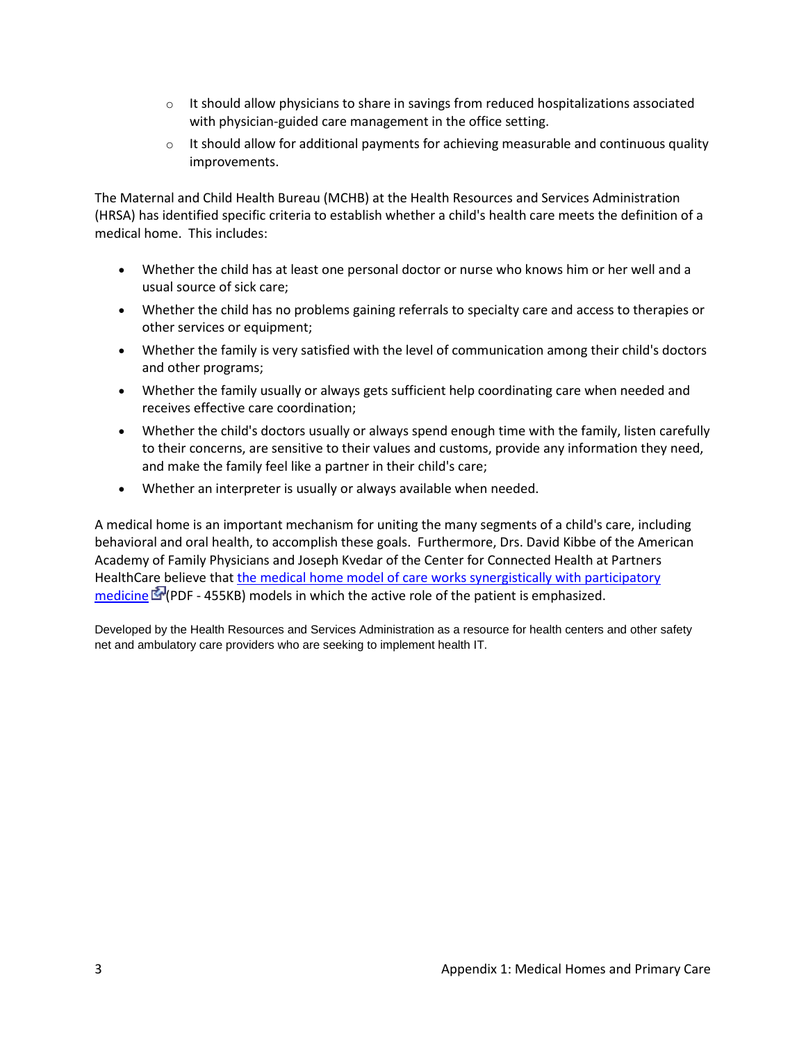- It should allow physicians to share in savings from reduced hospitalizations associated with physician-guided care management in the office setting.
- It should allow for additional payments for achieving measurable and continuous quality improvements.

The Maternal and Child Health Bureau (MCHB) at the Health Resources and Services Administration (HRSA) has identified specific criteria to establish whether a child's health care meets the definition of a medical home. This includes:

- Whether the child has at least one personal doctor or nurse who knows him or her well and a usual source of sick care;
- Whether the child has no problems gaining referrals to specialty care and access to therapies or other services or equipment;
- Whether the family is very satisfied with the level of communication among their child's doctors and other programs;
- Whether the family usually or always gets sufficient help coordinating care when needed and receives effective care coordination;
- Whether the child's doctors usually or always spend enough time with the family, listen carefully to their concerns, are sensitive to their values and customs, provide any information they need, and make the family feel like a partner in their child's care;
- Whether an interpreter is usually or always available when needed.

A medical home is an important mechanism for uniting the many segments of a child's care, including behavioral and oral health, to accomplish these goals. Furthermore, Drs. David Kibbe of the American Academy of Family Physicians and Joseph Kvedar of the Center for Connected Health at Partners HealthCare believe that the medical home model of care works synergistically with participatory medicine (PDF - 455KB) models in which the active role of the patient is emphasized.

Developed by the Health Resources and Services Administration as a resource for health centers and other safety net and ambulatory care providers who are seeking to implement health IT.